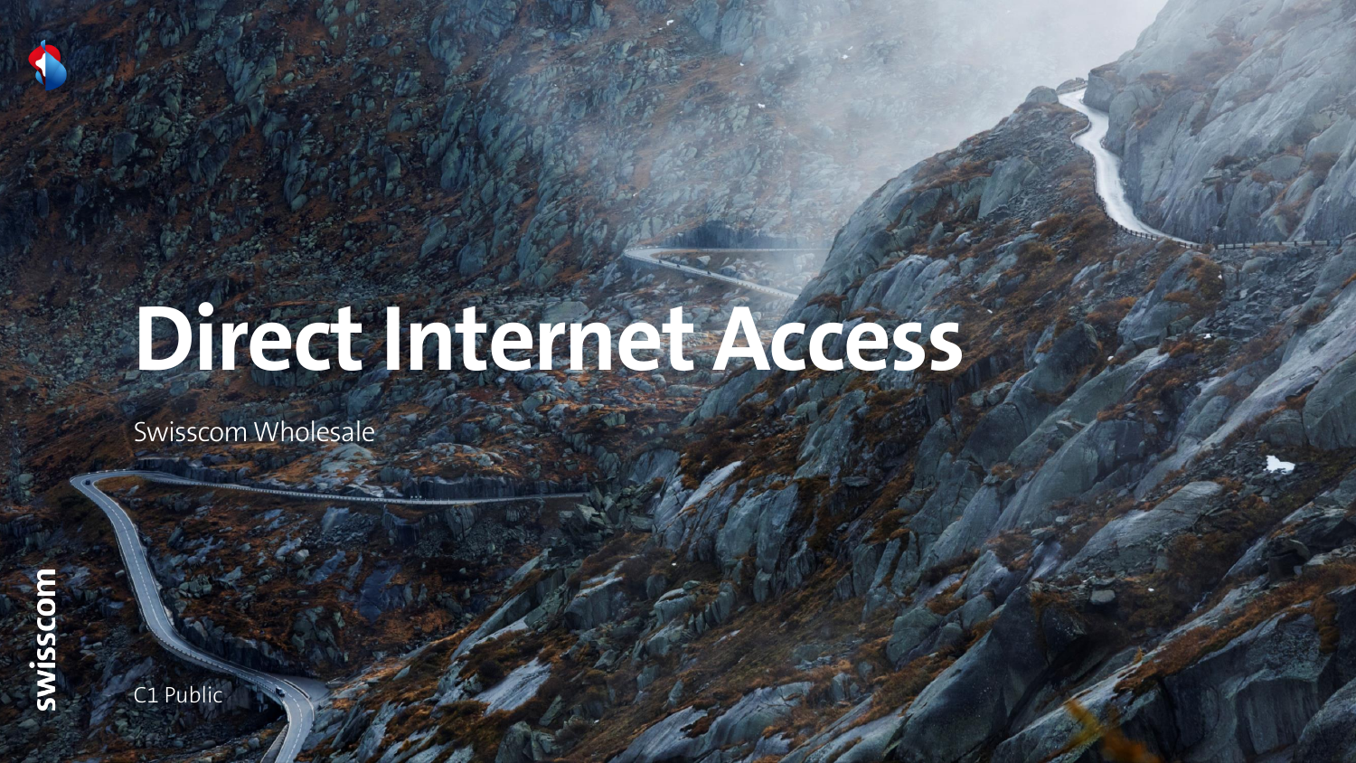# Direct Internet Access

Swisscom Wholesale

C1 Public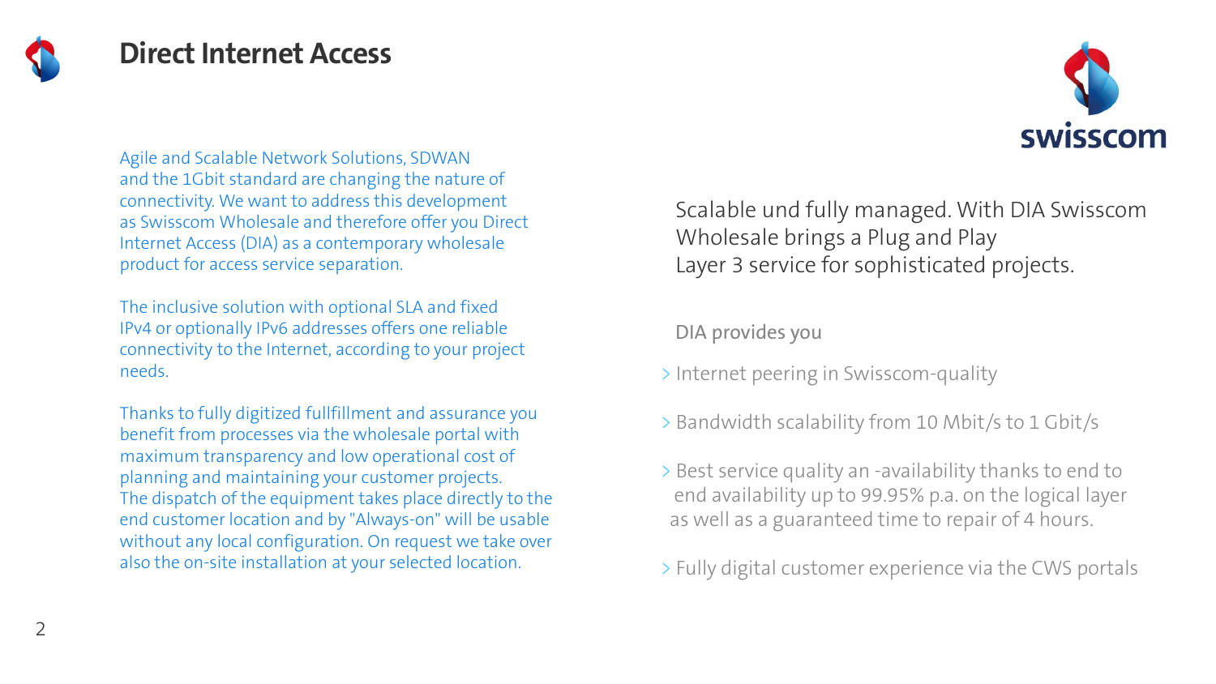# Direct Internet Access

Agile and Scalable Network Solutions, SDWAN and the 1Gbit standard are changing the nature of connectivity. We want to address this development as Swisscom Wholesale and therefore offer you Direct Internet Access (DIA) as a contemporary wholesale product for access service separation.

The inclusive solution with optional SLA and fixed IPv4 or optionally IPv6 addresses offers one reliable connectivity to the Internet, according to your project needs.

Thanks to fully digitized fullfillment and assurance you benefit from processes via the wholesale portal with maximum transparency and low operational cost of planning and maintaining your customer projects. The dispatch of the equipment takes place directly to the end customer location and by "Always-on" will be usable without any local configuration. On request we take over also the on-site installation at your selected location.

Scalable und fully managed. With DIA Swisscom Wholesale brings a Plug and Play Layer 3 service for sophisticated projects.

DIA provides you

- Internet peering in Swisscom-quality
- Bandwidth scalability from 10 Mbit/s to 1 Gbit/s
- Best service quality an -availability thanks to end to end availability up to 99.95% p.a. on the logical layer as well as a guaranteed time to repair of 4 hours.
- Fully digital customer experience via the CWS portals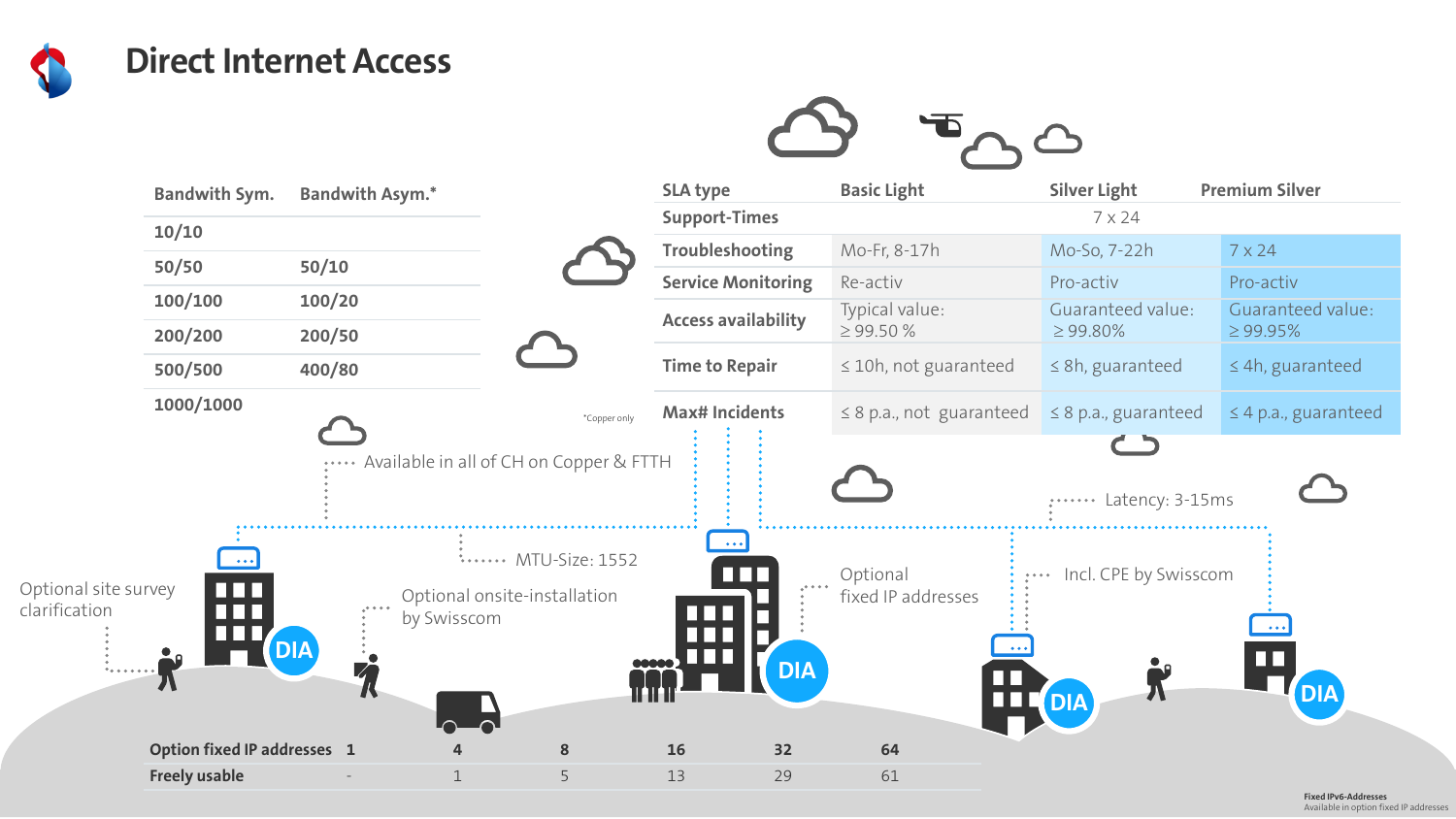# Direct Internet Access

| Bandwith Sym. | Bandwith Asym.* |
|---|---|
| 10/10 | |
| 50/50 | 50/10 |
| 100/100 | 100/20 |
| 200/200 | 200/50 |
| 500/500 | 400/80 |
| 1000/1000 | |

*Copper only

| SLA type | Basic Light | Silver Light | Premium Silver |
|---|---|---|---|
| Support-Times | | 7 x 24 | |
| Troubleshooting | Mo-Fr, 8-17h | Mo-So, 7-22h | 7 x 24 |
| Service Monitoring | Re-activ | Pro-activ | Pro-activ |
| Access availability | Typical value: ≥ 99.50 % | Guaranteed value: ≥ 99.80% | Guaranteed value: ≥ 99.95% |
| Time to Repair | ≤ 10h, not guaranteed | ≤ 8h, guaranteed | ≤ 4h, guaranteed |
| Max# Incidents | ≤ 8 p.a., not guaranteed | ≤ 8 p.a., guaranteed | ≤ 4 p.a., guaranteed |

- Available in all of CH on Copper & FTTH
- Latency: 3-15ms
- MTU-Size: 1552
- Optional site survey clarification
- Optional onsite-installation by Swisscom
- Optional fixed IP addresses
- Incl. CPE by Swisscom

DIA

| Option fixed IP addresses | 1 | 4 | 8 | 16 | 32 | 64 |
|---|---|---|---|---|---|---|
| Freely usable | - | 1 | 5 | 13 | 29 | 61 |

**Fixed IPv6-Addresses**
Available in option fixed IP addresses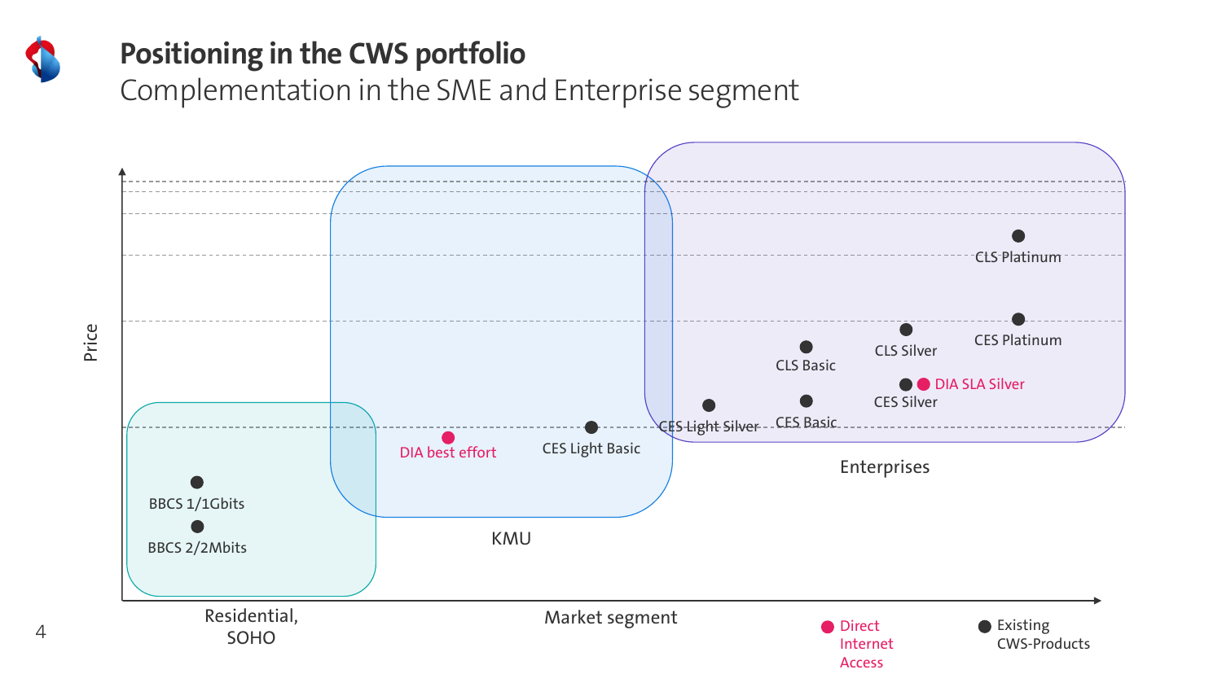# Positioning in the CWS portfolio

## Complementation in the SME and Enterprise segment

Price

Market segment

Residential, SOHO

KMU

Enterprises

BBCS 1/1Gbits

BBCS 2/2Mbits

DIA best effort

CES Light Basic

CES Light Silver

CES Basic

CLS Basic

CLS Silver

CES Silver

DIA SLA Silver

CES Platinum

CLS Platinum

Direct Internet Access

Existing CWS-Products